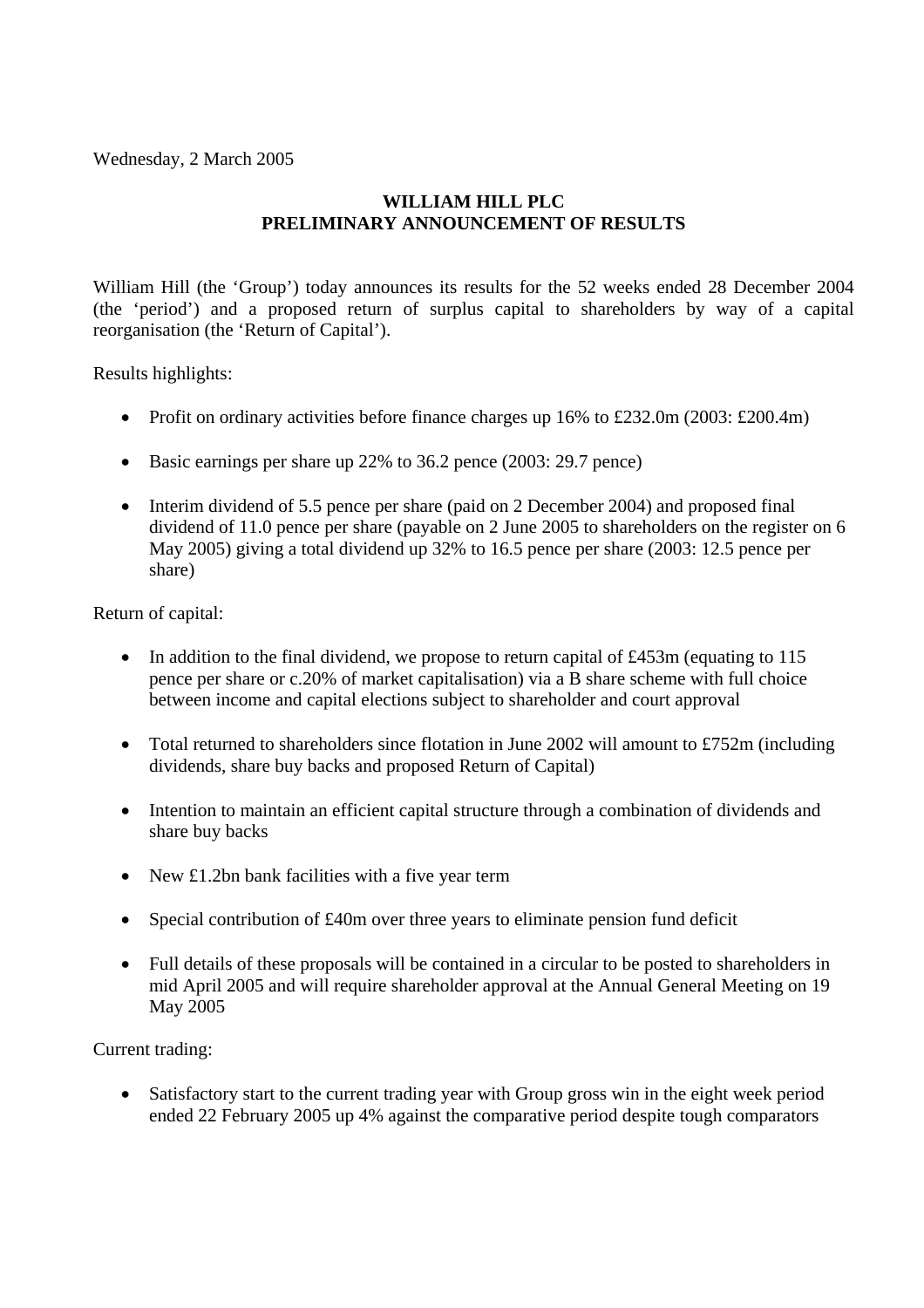Wednesday, 2 March 2005

**WILLIAM HILL PLC**
**PRELIMINARY ANNOUNCEMENT OF RESULTS**

William Hill (the 'Group') today announces its results for the 52 weeks ended 28 December 2004 (the 'period') and a proposed return of surplus capital to shareholders by way of a capital reorganisation (the 'Return of Capital').

Results highlights:

- Profit on ordinary activities before finance charges up 16% to £232.0m (2003: £200.4m)
- Basic earnings per share up 22% to 36.2 pence (2003: 29.7 pence)
- Interim dividend of 5.5 pence per share (paid on 2 December 2004) and proposed final dividend of 11.0 pence per share (payable on 2 June 2005 to shareholders on the register on 6 May 2005) giving a total dividend up 32% to 16.5 pence per share (2003: 12.5 pence per share)

Return of capital:

- In addition to the final dividend, we propose to return capital of £453m (equating to 115 pence per share or c.20% of market capitalisation) via a B share scheme with full choice between income and capital elections subject to shareholder and court approval
- Total returned to shareholders since flotation in June 2002 will amount to £752m (including dividends, share buy backs and proposed Return of Capital)
- Intention to maintain an efficient capital structure through a combination of dividends and share buy backs
- New £1.2bn bank facilities with a five year term
- Special contribution of £40m over three years to eliminate pension fund deficit
- Full details of these proposals will be contained in a circular to be posted to shareholders in mid April 2005 and will require shareholder approval at the Annual General Meeting on 19 May 2005

Current trading:

- Satisfactory start to the current trading year with Group gross win in the eight week period ended 22 February 2005 up 4% against the comparative period despite tough comparators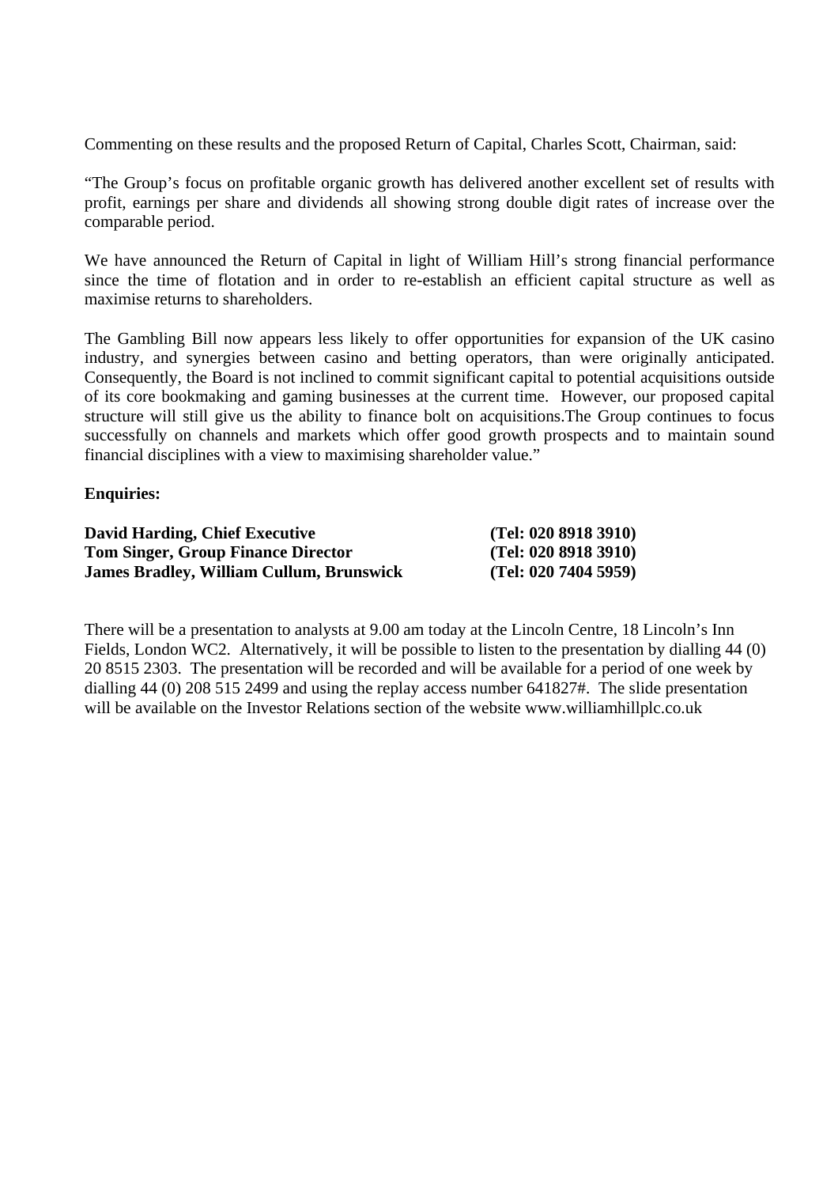Commenting on these results and the proposed Return of Capital, Charles Scott, Chairman, said:

"The Group's focus on profitable organic growth has delivered another excellent set of results with profit, earnings per share and dividends all showing strong double digit rates of increase over the comparable period.

We have announced the Return of Capital in light of William Hill's strong financial performance since the time of flotation and in order to re-establish an efficient capital structure as well as maximise returns to shareholders.

The Gambling Bill now appears less likely to offer opportunities for expansion of the UK casino industry, and synergies between casino and betting operators, than were originally anticipated. Consequently, the Board is not inclined to commit significant capital to potential acquisitions outside of its core bookmaking and gaming businesses at the current time. However, our proposed capital structure will still give us the ability to finance bolt on acquisitions.The Group continues to focus successfully on channels and markets which offer good growth prospects and to maintain sound financial disciplines with a view to maximising shareholder value."

**Enquiries:**

| | |
|---|---|
| **David Harding, Chief Executive** | **(Tel: 020 8918 3910)** |
| **Tom Singer, Group Finance Director** | **(Tel: 020 8918 3910)** |
| **James Bradley, William Cullum, Brunswick** | **(Tel: 020 7404 5959)** |

There will be a presentation to analysts at 9.00 am today at the Lincoln Centre, 18 Lincoln's Inn Fields, London WC2. Alternatively, it will be possible to listen to the presentation by dialling 44 (0) 20 8515 2303. The presentation will be recorded and will be available for a period of one week by dialling 44 (0) 208 515 2499 and using the replay access number 641827#. The slide presentation will be available on the Investor Relations section of the website www.williamhillplc.co.uk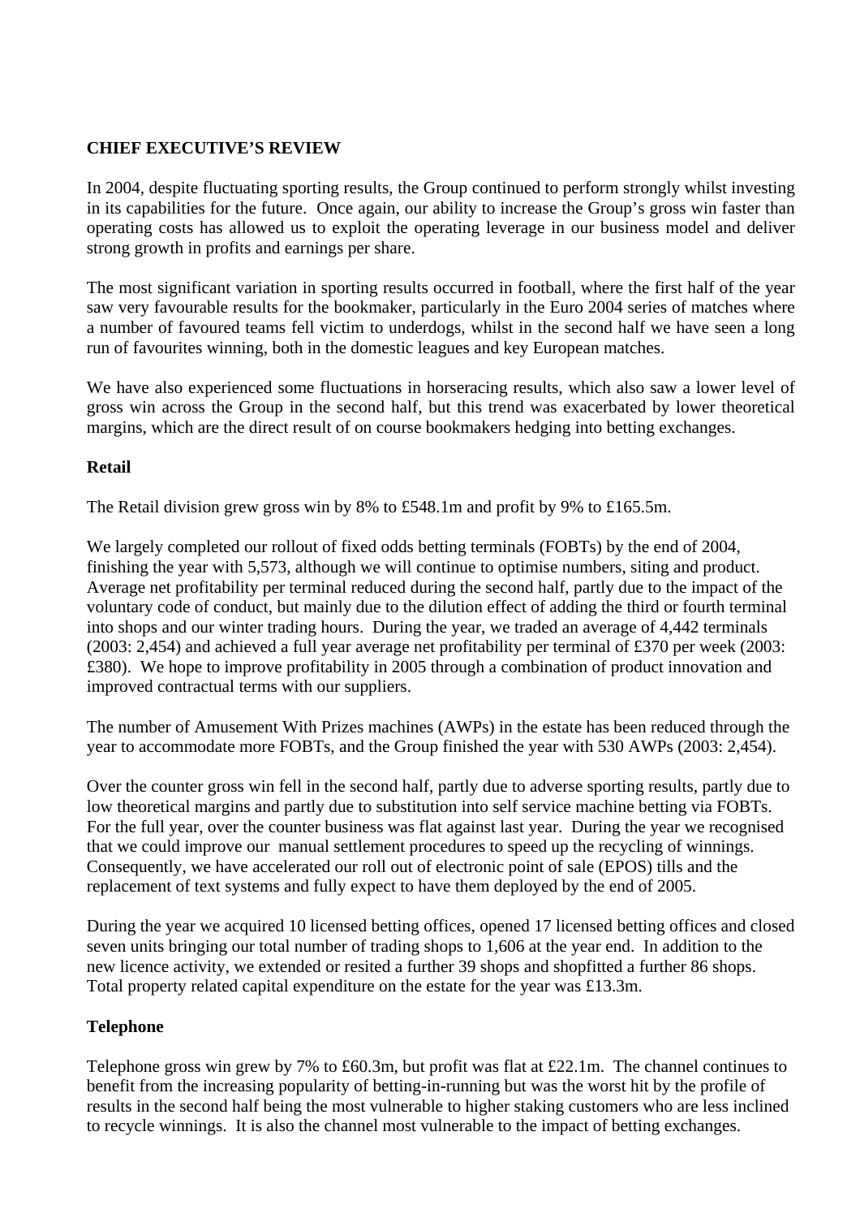## CHIEF EXECUTIVE'S REVIEW

In 2004, despite fluctuating sporting results, the Group continued to perform strongly whilst investing in its capabilities for the future. Once again, our ability to increase the Group's gross win faster than operating costs has allowed us to exploit the operating leverage in our business model and deliver strong growth in profits and earnings per share.

The most significant variation in sporting results occurred in football, where the first half of the year saw very favourable results for the bookmaker, particularly in the Euro 2004 series of matches where a number of favoured teams fell victim to underdogs, whilst in the second half we have seen a long run of favourites winning, both in the domestic leagues and key European matches.

We have also experienced some fluctuations in horseracing results, which also saw a lower level of gross win across the Group in the second half, but this trend was exacerbated by lower theoretical margins, which are the direct result of on course bookmakers hedging into betting exchanges.

### Retail

The Retail division grew gross win by 8% to £548.1m and profit by 9% to £165.5m.

We largely completed our rollout of fixed odds betting terminals (FOBTs) by the end of 2004, finishing the year with 5,573, although we will continue to optimise numbers, siting and product. Average net profitability per terminal reduced during the second half, partly due to the impact of the voluntary code of conduct, but mainly due to the dilution effect of adding the third or fourth terminal into shops and our winter trading hours. During the year, we traded an average of 4,442 terminals (2003: 2,454) and achieved a full year average net profitability per terminal of £370 per week (2003: £380). We hope to improve profitability in 2005 through a combination of product innovation and improved contractual terms with our suppliers.

The number of Amusement With Prizes machines (AWPs) in the estate has been reduced through the year to accommodate more FOBTs, and the Group finished the year with 530 AWPs (2003: 2,454).

Over the counter gross win fell in the second half, partly due to adverse sporting results, partly due to low theoretical margins and partly due to substitution into self service machine betting via FOBTs. For the full year, over the counter business was flat against last year. During the year we recognised that we could improve our manual settlement procedures to speed up the recycling of winnings. Consequently, we have accelerated our roll out of electronic point of sale (EPOS) tills and the replacement of text systems and fully expect to have them deployed by the end of 2005.

During the year we acquired 10 licensed betting offices, opened 17 licensed betting offices and closed seven units bringing our total number of trading shops to 1,606 at the year end. In addition to the new licence activity, we extended or resited a further 39 shops and shopfitted a further 86 shops. Total property related capital expenditure on the estate for the year was £13.3m.

### Telephone

Telephone gross win grew by 7% to £60.3m, but profit was flat at £22.1m. The channel continues to benefit from the increasing popularity of betting-in-running but was the worst hit by the profile of results in the second half being the most vulnerable to higher staking customers who are less inclined to recycle winnings. It is also the channel most vulnerable to the impact of betting exchanges.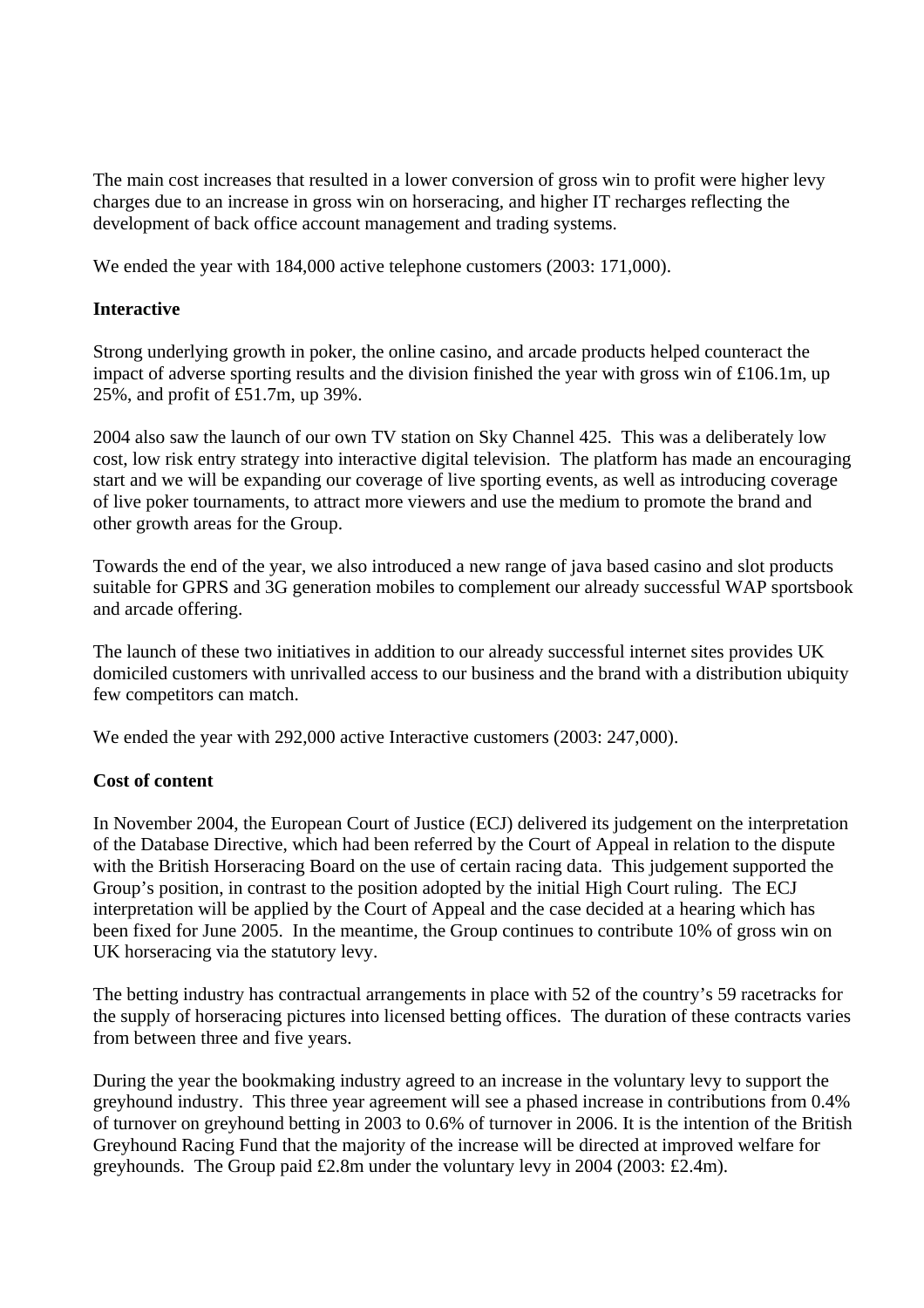The main cost increases that resulted in a lower conversion of gross win to profit were higher levy charges due to an increase in gross win on horseracing, and higher IT recharges reflecting the development of back office account management and trading systems.

We ended the year with 184,000 active telephone customers (2003: 171,000).

**Interactive**

Strong underlying growth in poker, the online casino, and arcade products helped counteract the impact of adverse sporting results and the division finished the year with gross win of £106.1m, up 25%, and profit of £51.7m, up 39%.

2004 also saw the launch of our own TV station on Sky Channel 425. This was a deliberately low cost, low risk entry strategy into interactive digital television. The platform has made an encouraging start and we will be expanding our coverage of live sporting events, as well as introducing coverage of live poker tournaments, to attract more viewers and use the medium to promote the brand and other growth areas for the Group.

Towards the end of the year, we also introduced a new range of java based casino and slot products suitable for GPRS and 3G generation mobiles to complement our already successful WAP sportsbook and arcade offering.

The launch of these two initiatives in addition to our already successful internet sites provides UK domiciled customers with unrivalled access to our business and the brand with a distribution ubiquity few competitors can match.

We ended the year with 292,000 active Interactive customers (2003: 247,000).

**Cost of content**

In November 2004, the European Court of Justice (ECJ) delivered its judgement on the interpretation of the Database Directive, which had been referred by the Court of Appeal in relation to the dispute with the British Horseracing Board on the use of certain racing data. This judgement supported the Group's position, in contrast to the position adopted by the initial High Court ruling. The ECJ interpretation will be applied by the Court of Appeal and the case decided at a hearing which has been fixed for June 2005. In the meantime, the Group continues to contribute 10% of gross win on UK horseracing via the statutory levy.

The betting industry has contractual arrangements in place with 52 of the country's 59 racetracks for the supply of horseracing pictures into licensed betting offices. The duration of these contracts varies from between three and five years.

During the year the bookmaking industry agreed to an increase in the voluntary levy to support the greyhound industry. This three year agreement will see a phased increase in contributions from 0.4% of turnover on greyhound betting in 2003 to 0.6% of turnover in 2006. It is the intention of the British Greyhound Racing Fund that the majority of the increase will be directed at improved welfare for greyhounds. The Group paid £2.8m under the voluntary levy in 2004 (2003: £2.4m).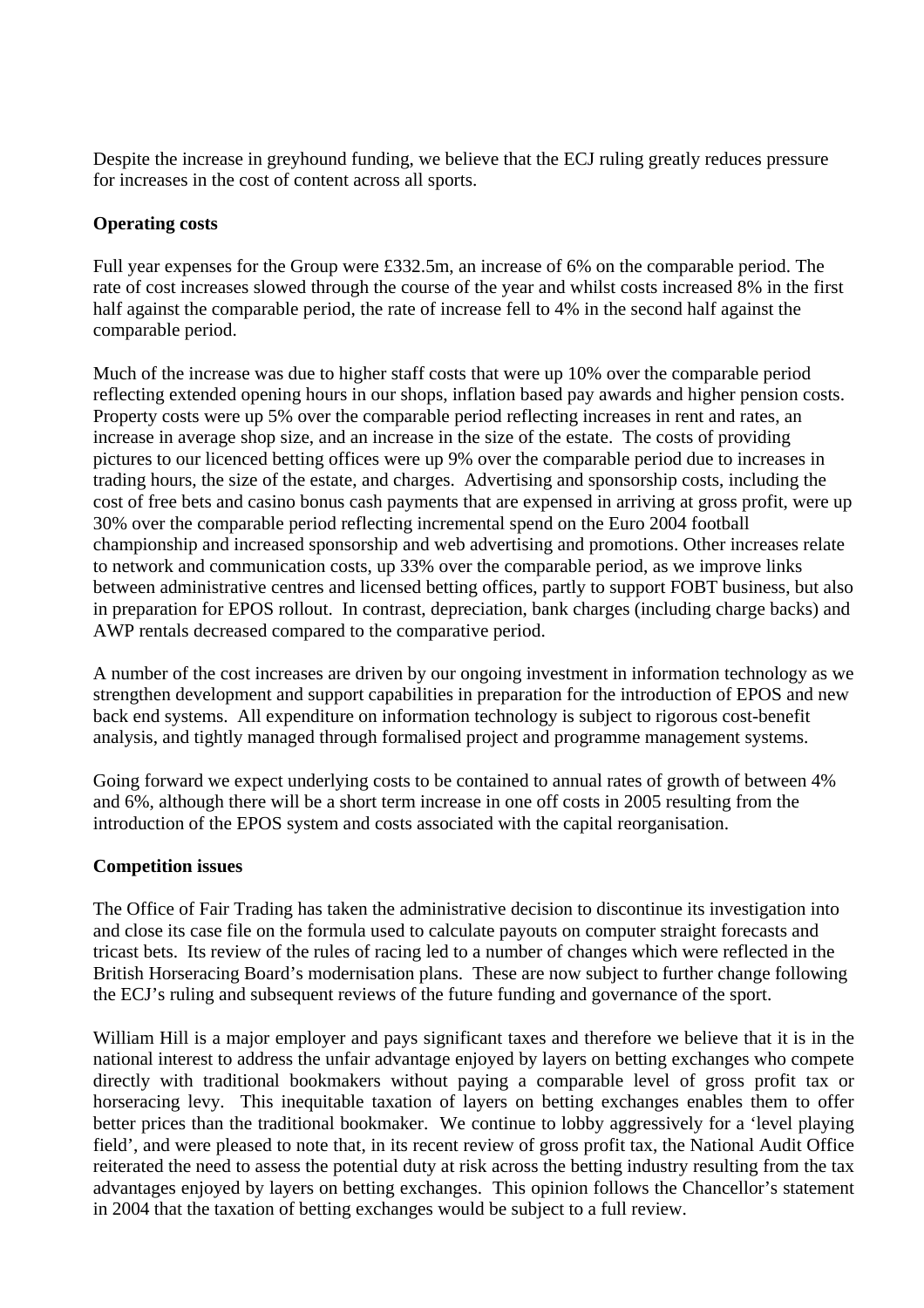Despite the increase in greyhound funding, we believe that the ECJ ruling greatly reduces pressure for increases in the cost of content across all sports.

**Operating costs**

Full year expenses for the Group were £332.5m, an increase of 6% on the comparable period. The rate of cost increases slowed through the course of the year and whilst costs increased 8% in the first half against the comparable period, the rate of increase fell to 4% in the second half against the comparable period.

Much of the increase was due to higher staff costs that were up 10% over the comparable period reflecting extended opening hours in our shops, inflation based pay awards and higher pension costs. Property costs were up 5% over the comparable period reflecting increases in rent and rates, an increase in average shop size, and an increase in the size of the estate. The costs of providing pictures to our licenced betting offices were up 9% over the comparable period due to increases in trading hours, the size of the estate, and charges. Advertising and sponsorship costs, including the cost of free bets and casino bonus cash payments that are expensed in arriving at gross profit, were up 30% over the comparable period reflecting incremental spend on the Euro 2004 football championship and increased sponsorship and web advertising and promotions. Other increases relate to network and communication costs, up 33% over the comparable period, as we improve links between administrative centres and licensed betting offices, partly to support FOBT business, but also in preparation for EPOS rollout. In contrast, depreciation, bank charges (including charge backs) and AWP rentals decreased compared to the comparative period.

A number of the cost increases are driven by our ongoing investment in information technology as we strengthen development and support capabilities in preparation for the introduction of EPOS and new back end systems. All expenditure on information technology is subject to rigorous cost-benefit analysis, and tightly managed through formalised project and programme management systems.

Going forward we expect underlying costs to be contained to annual rates of growth of between 4% and 6%, although there will be a short term increase in one off costs in 2005 resulting from the introduction of the EPOS system and costs associated with the capital reorganisation.

**Competition issues**

The Office of Fair Trading has taken the administrative decision to discontinue its investigation into and close its case file on the formula used to calculate payouts on computer straight forecasts and tricast bets. Its review of the rules of racing led to a number of changes which were reflected in the British Horseracing Board's modernisation plans. These are now subject to further change following the ECJ's ruling and subsequent reviews of the future funding and governance of the sport.

William Hill is a major employer and pays significant taxes and therefore we believe that it is in the national interest to address the unfair advantage enjoyed by layers on betting exchanges who compete directly with traditional bookmakers without paying a comparable level of gross profit tax or horseracing levy. This inequitable taxation of layers on betting exchanges enables them to offer better prices than the traditional bookmaker. We continue to lobby aggressively for a 'level playing field', and were pleased to note that, in its recent review of gross profit tax, the National Audit Office reiterated the need to assess the potential duty at risk across the betting industry resulting from the tax advantages enjoyed by layers on betting exchanges. This opinion follows the Chancellor's statement in 2004 that the taxation of betting exchanges would be subject to a full review.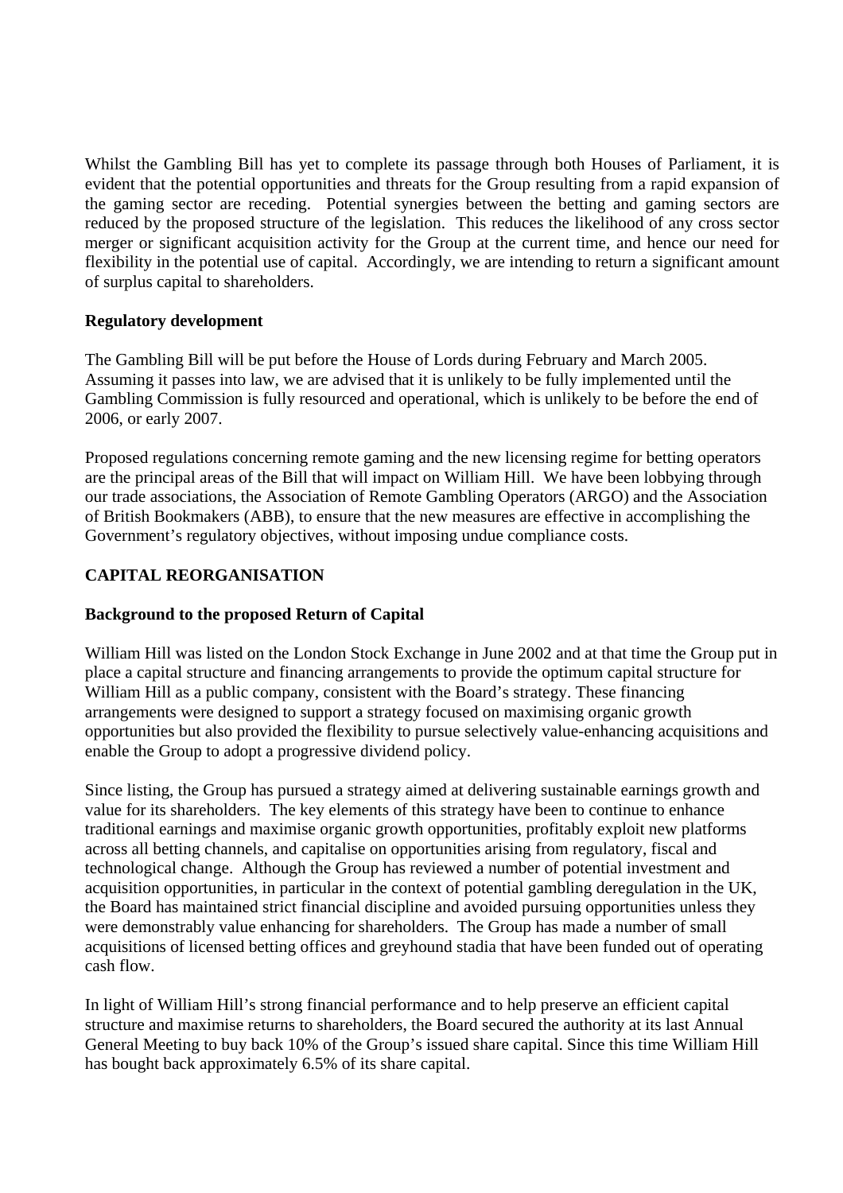Whilst the Gambling Bill has yet to complete its passage through both Houses of Parliament, it is evident that the potential opportunities and threats for the Group resulting from a rapid expansion of the gaming sector are receding. Potential synergies between the betting and gaming sectors are reduced by the proposed structure of the legislation. This reduces the likelihood of any cross sector merger or significant acquisition activity for the Group at the current time, and hence our need for flexibility in the potential use of capital. Accordingly, we are intending to return a significant amount of surplus capital to shareholders.

**Regulatory development**

The Gambling Bill will be put before the House of Lords during February and March 2005. Assuming it passes into law, we are advised that it is unlikely to be fully implemented until the Gambling Commission is fully resourced and operational, which is unlikely to be before the end of 2006, or early 2007.

Proposed regulations concerning remote gaming and the new licensing regime for betting operators are the principal areas of the Bill that will impact on William Hill. We have been lobbying through our trade associations, the Association of Remote Gambling Operators (ARGO) and the Association of British Bookmakers (ABB), to ensure that the new measures are effective in accomplishing the Government's regulatory objectives, without imposing undue compliance costs.

## CAPITAL REORGANISATION

**Background to the proposed Return of Capital**

William Hill was listed on the London Stock Exchange in June 2002 and at that time the Group put in place a capital structure and financing arrangements to provide the optimum capital structure for William Hill as a public company, consistent with the Board's strategy. These financing arrangements were designed to support a strategy focused on maximising organic growth opportunities but also provided the flexibility to pursue selectively value-enhancing acquisitions and enable the Group to adopt a progressive dividend policy.

Since listing, the Group has pursued a strategy aimed at delivering sustainable earnings growth and value for its shareholders. The key elements of this strategy have been to continue to enhance traditional earnings and maximise organic growth opportunities, profitably exploit new platforms across all betting channels, and capitalise on opportunities arising from regulatory, fiscal and technological change. Although the Group has reviewed a number of potential investment and acquisition opportunities, in particular in the context of potential gambling deregulation in the UK, the Board has maintained strict financial discipline and avoided pursuing opportunities unless they were demonstrably value enhancing for shareholders. The Group has made a number of small acquisitions of licensed betting offices and greyhound stadia that have been funded out of operating cash flow.

In light of William Hill's strong financial performance and to help preserve an efficient capital structure and maximise returns to shareholders, the Board secured the authority at its last Annual General Meeting to buy back 10% of the Group's issued share capital. Since this time William Hill has bought back approximately 6.5% of its share capital.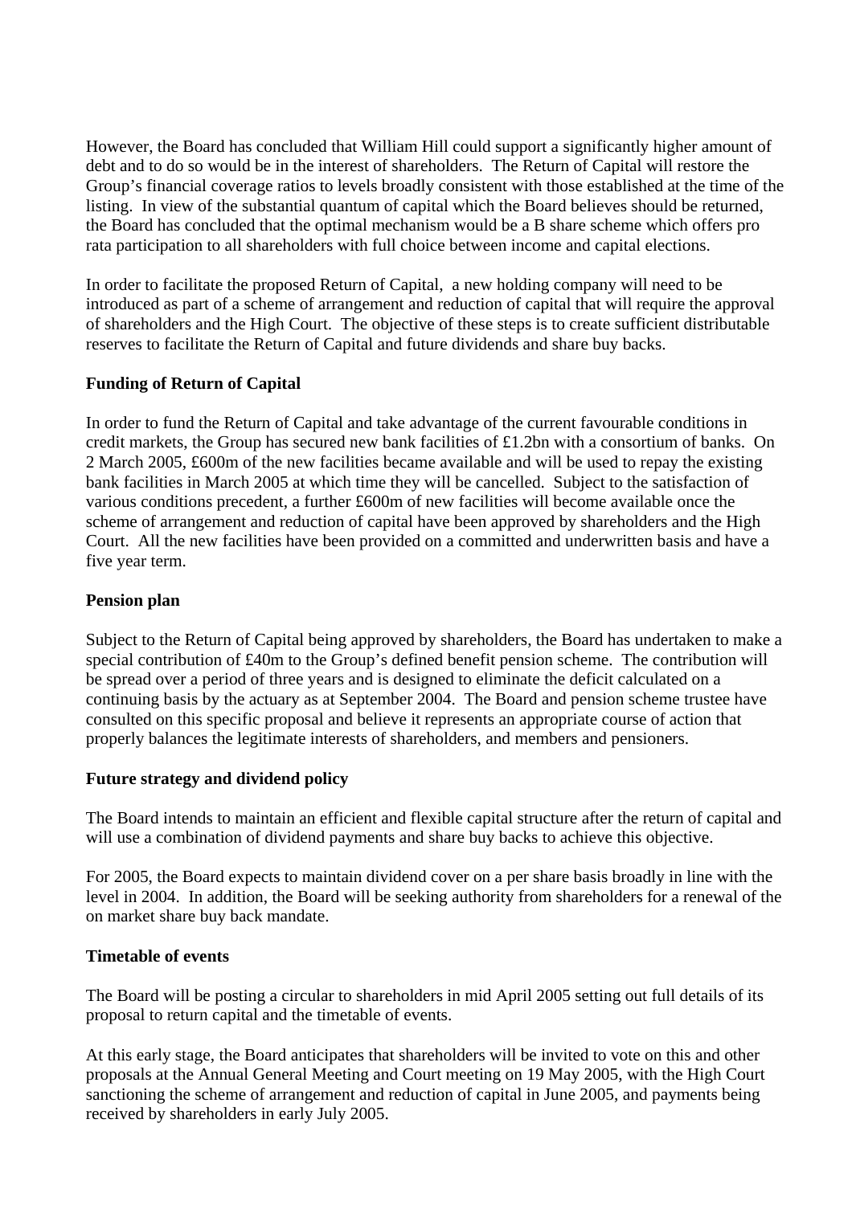However, the Board has concluded that William Hill could support a significantly higher amount of debt and to do so would be in the interest of shareholders. The Return of Capital will restore the Group's financial coverage ratios to levels broadly consistent with those established at the time of the listing. In view of the substantial quantum of capital which the Board believes should be returned, the Board has concluded that the optimal mechanism would be a B share scheme which offers pro rata participation to all shareholders with full choice between income and capital elections.

In order to facilitate the proposed Return of Capital, a new holding company will need to be introduced as part of a scheme of arrangement and reduction of capital that will require the approval of shareholders and the High Court. The objective of these steps is to create sufficient distributable reserves to facilitate the Return of Capital and future dividends and share buy backs.

**Funding of Return of Capital**

In order to fund the Return of Capital and take advantage of the current favourable conditions in credit markets, the Group has secured new bank facilities of £1.2bn with a consortium of banks. On 2 March 2005, £600m of the new facilities became available and will be used to repay the existing bank facilities in March 2005 at which time they will be cancelled. Subject to the satisfaction of various conditions precedent, a further £600m of new facilities will become available once the scheme of arrangement and reduction of capital have been approved by shareholders and the High Court. All the new facilities have been provided on a committed and underwritten basis and have a five year term.

**Pension plan**

Subject to the Return of Capital being approved by shareholders, the Board has undertaken to make a special contribution of £40m to the Group's defined benefit pension scheme. The contribution will be spread over a period of three years and is designed to eliminate the deficit calculated on a continuing basis by the actuary as at September 2004. The Board and pension scheme trustee have consulted on this specific proposal and believe it represents an appropriate course of action that properly balances the legitimate interests of shareholders, and members and pensioners.

**Future strategy and dividend policy**

The Board intends to maintain an efficient and flexible capital structure after the return of capital and will use a combination of dividend payments and share buy backs to achieve this objective.

For 2005, the Board expects to maintain dividend cover on a per share basis broadly in line with the level in 2004. In addition, the Board will be seeking authority from shareholders for a renewal of the on market share buy back mandate.

**Timetable of events**

The Board will be posting a circular to shareholders in mid April 2005 setting out full details of its proposal to return capital and the timetable of events.

At this early stage, the Board anticipates that shareholders will be invited to vote on this and other proposals at the Annual General Meeting and Court meeting on 19 May 2005, with the High Court sanctioning the scheme of arrangement and reduction of capital in June 2005, and payments being received by shareholders in early July 2005.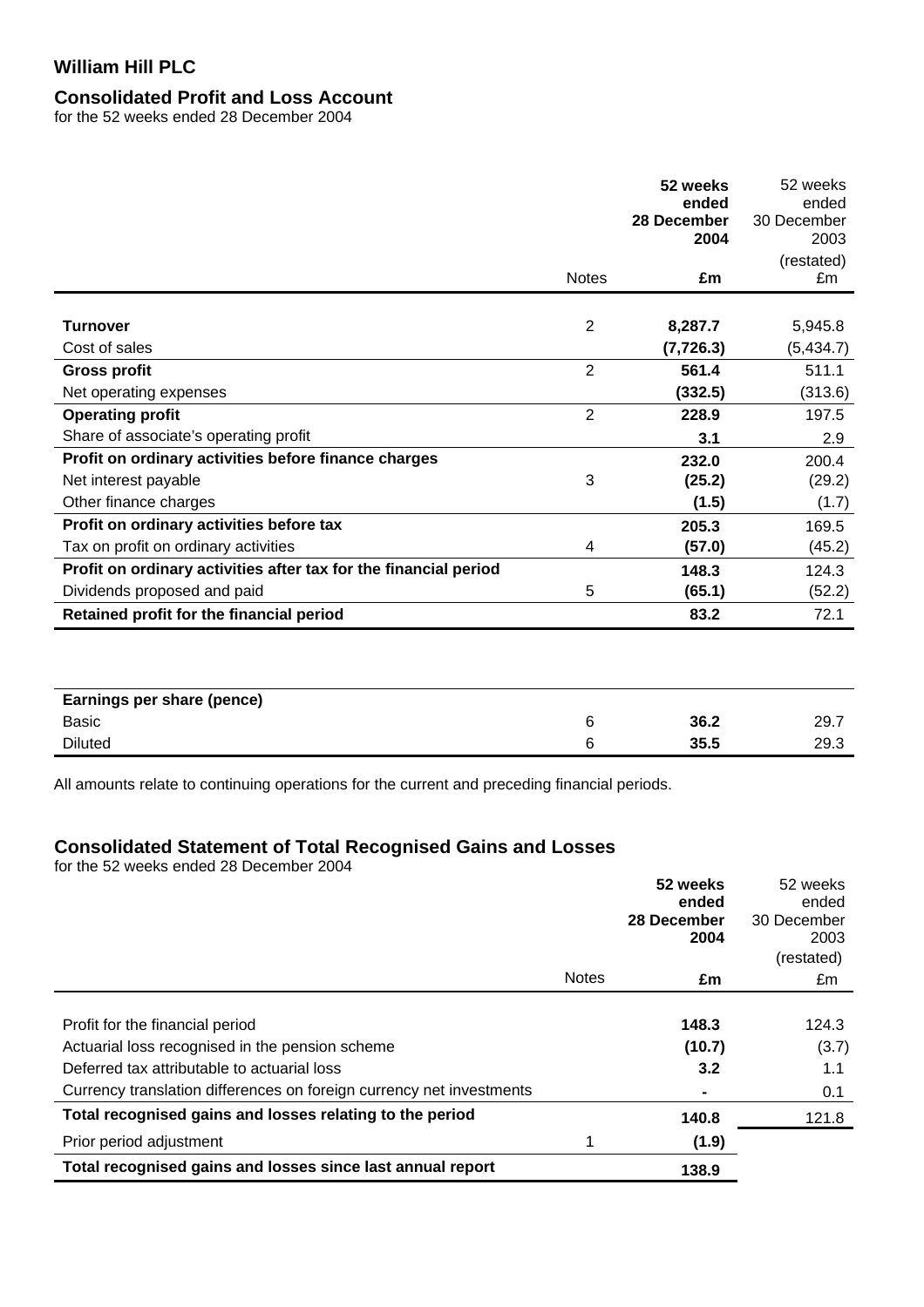# William Hill PLC

## Consolidated Profit and Loss Account

for the 52 weeks ended 28 December 2004

| | Notes | **52 weeks ended 28 December 2004 £m** | 52 weeks ended 30 December 2003 (restated) £m |
|---|---|---|---|
| **Turnover** | 2 | **8,287.7** | 5,945.8 |
| Cost of sales | | **(7,726.3)** | (5,434.7) |
| **Gross profit** | 2 | **561.4** | 511.1 |
| Net operating expenses | | **(332.5)** | (313.6) |
| **Operating profit** | 2 | **228.9** | 197.5 |
| Share of associate's operating profit | | **3.1** | 2.9 |
| **Profit on ordinary activities before finance charges** | | **232.0** | 200.4 |
| Net interest payable | 3 | **(25.2)** | (29.2) |
| Other finance charges | | **(1.5)** | (1.7) |
| **Profit on ordinary activities before tax** | | **205.3** | 169.5 |
| Tax on profit on ordinary activities | 4 | **(57.0)** | (45.2) |
| **Profit on ordinary activities after tax for the financial period** | | **148.3** | 124.3 |
| Dividends proposed and paid | 5 | **(65.1)** | (52.2) |
| **Retained profit for the financial period** | | **83.2** | 72.1 |

| **Earnings per share (pence)** | | | |
|---|---|---|---|
| Basic | 6 | **36.2** | 29.7 |
| Diluted | 6 | **35.5** | 29.3 |

All amounts relate to continuing operations for the current and preceding financial periods.

## Consolidated Statement of Total Recognised Gains and Losses

for the 52 weeks ended 28 December 2004

| | Notes | **52 weeks ended 28 December 2004 £m** | 52 weeks ended 30 December 2003 (restated) £m |
|---|---|---|---|
| Profit for the financial period | | **148.3** | 124.3 |
| Actuarial loss recognised in the pension scheme | | **(10.7)** | (3.7) |
| Deferred tax attributable to actuarial loss | | **3.2** | 1.1 |
| Currency translation differences on foreign currency net investments | | **-** | 0.1 |
| **Total recognised gains and losses relating to the period** | | **140.8** | 121.8 |
| Prior period adjustment | 1 | **(1.9)** | |
| **Total recognised gains and losses since last annual report** | | **138.9** | |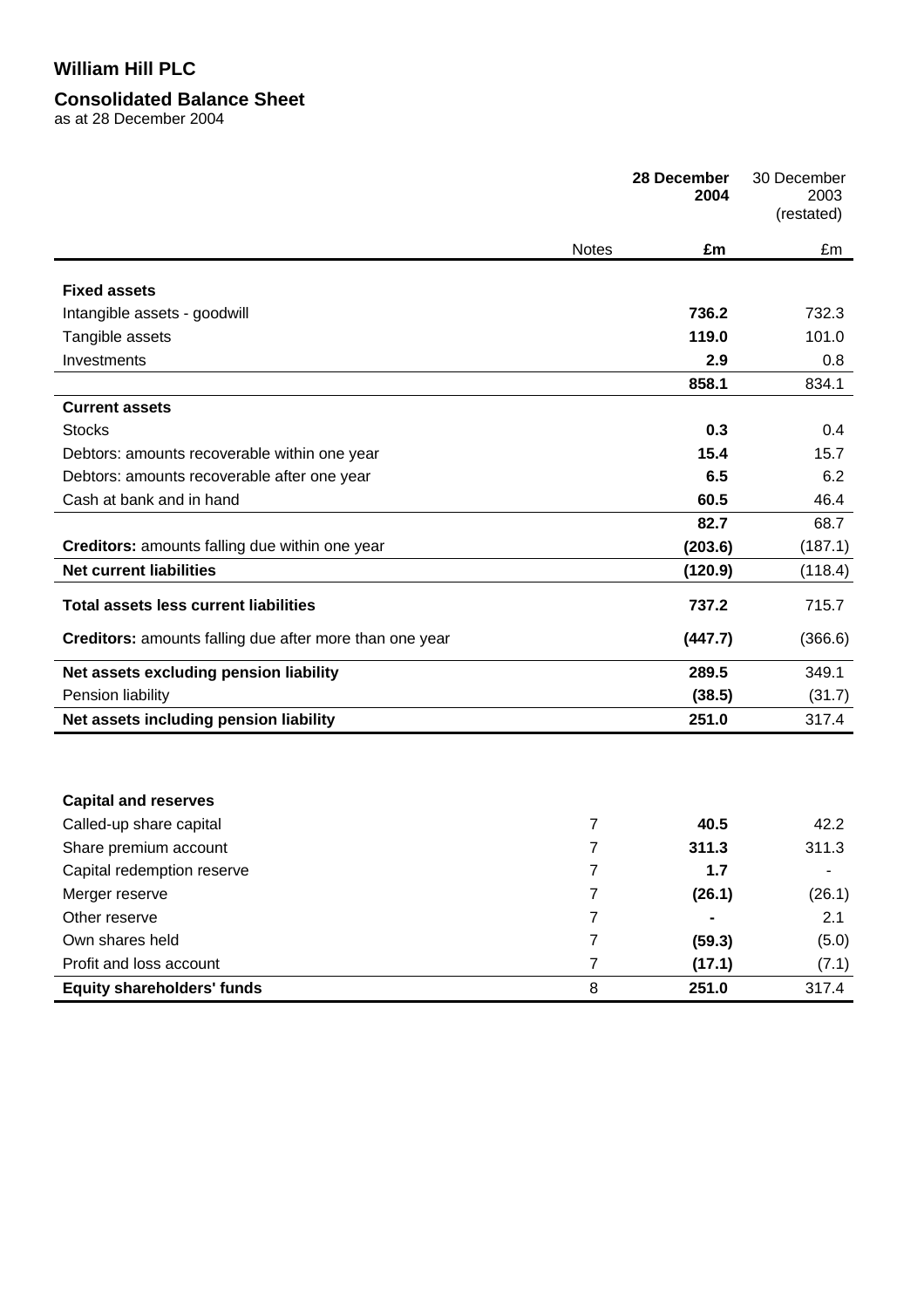**William Hill PLC**

**Consolidated Balance Sheet**
as at 28 December 2004

| | Notes | **28 December 2004** | 30 December 2003 (restated) |
|---|---|---|---|
| | | **£m** | £m |
| **Fixed assets** | | | |
| Intangible assets - goodwill | | **736.2** | 732.3 |
| Tangible assets | | **119.0** | 101.0 |
| Investments | | **2.9** | 0.8 |
| | | **858.1** | 834.1 |
| **Current assets** | | | |
| Stocks | | **0.3** | 0.4 |
| Debtors: amounts recoverable within one year | | **15.4** | 15.7 |
| Debtors: amounts recoverable after one year | | **6.5** | 6.2 |
| Cash at bank and in hand | | **60.5** | 46.4 |
| | | **82.7** | 68.7 |
| **Creditors:** amounts falling due within one year | | **(203.6)** | (187.1) |
| **Net current liabilities** | | **(120.9)** | (118.4) |
| **Total assets less current liabilities** | | **737.2** | 715.7 |
| **Creditors:** amounts falling due after more than one year | | **(447.7)** | (366.6) |
| **Net assets excluding pension liability** | | **289.5** | 349.1 |
| Pension liability | | **(38.5)** | (31.7) |
| **Net assets including pension liability** | | **251.0** | 317.4 |
| | | | |
| **Capital and reserves** | | | |
| Called-up share capital | 7 | **40.5** | 42.2 |
| Share premium account | 7 | **311.3** | 311.3 |
| Capital redemption reserve | 7 | **1.7** | - |
| Merger reserve | 7 | **(26.1)** | (26.1) |
| Other reserve | 7 | **-** | 2.1 |
| Own shares held | 7 | **(59.3)** | (5.0) |
| Profit and loss account | 7 | **(17.1)** | (7.1) |
| **Equity shareholders' funds** | 8 | **251.0** | 317.4 |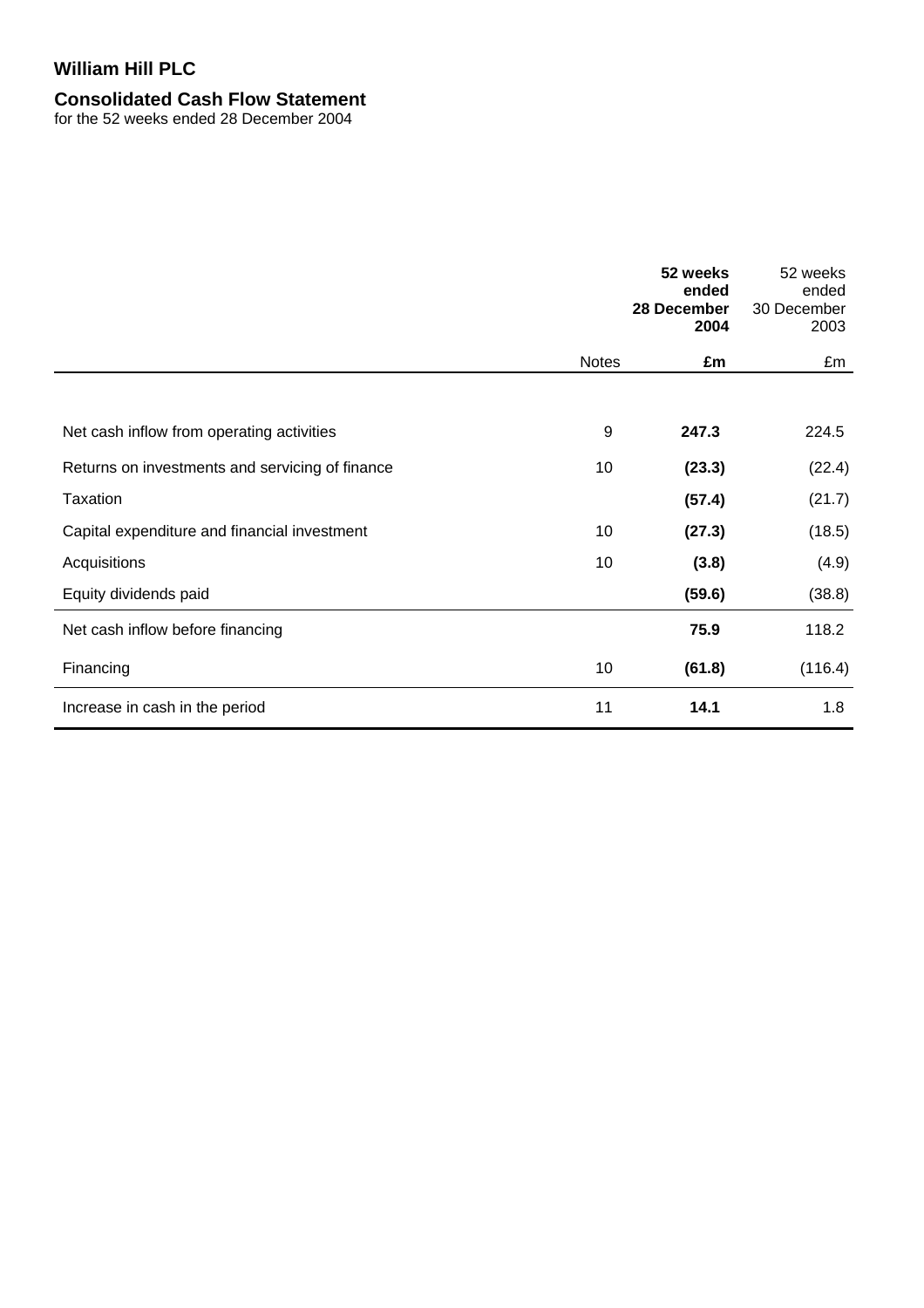# William Hill PLC

## Consolidated Cash Flow Statement

for the 52 weeks ended 28 December 2004

| | Notes | **52 weeks ended 28 December 2004 £m** | 52 weeks ended 30 December 2003 £m |
|---|---|---|---|
| Net cash inflow from operating activities | 9 | **247.3** | 224.5 |
| Returns on investments and servicing of finance | 10 | **(23.3)** | (22.4) |
| Taxation | | **(57.4)** | (21.7) |
| Capital expenditure and financial investment | 10 | **(27.3)** | (18.5) |
| Acquisitions | 10 | **(3.8)** | (4.9) |
| Equity dividends paid | | **(59.6)** | (38.8) |
| Net cash inflow before financing | | **75.9** | 118.2 |
| Financing | 10 | **(61.8)** | (116.4) |
| Increase in cash in the period | 11 | **14.1** | 1.8 |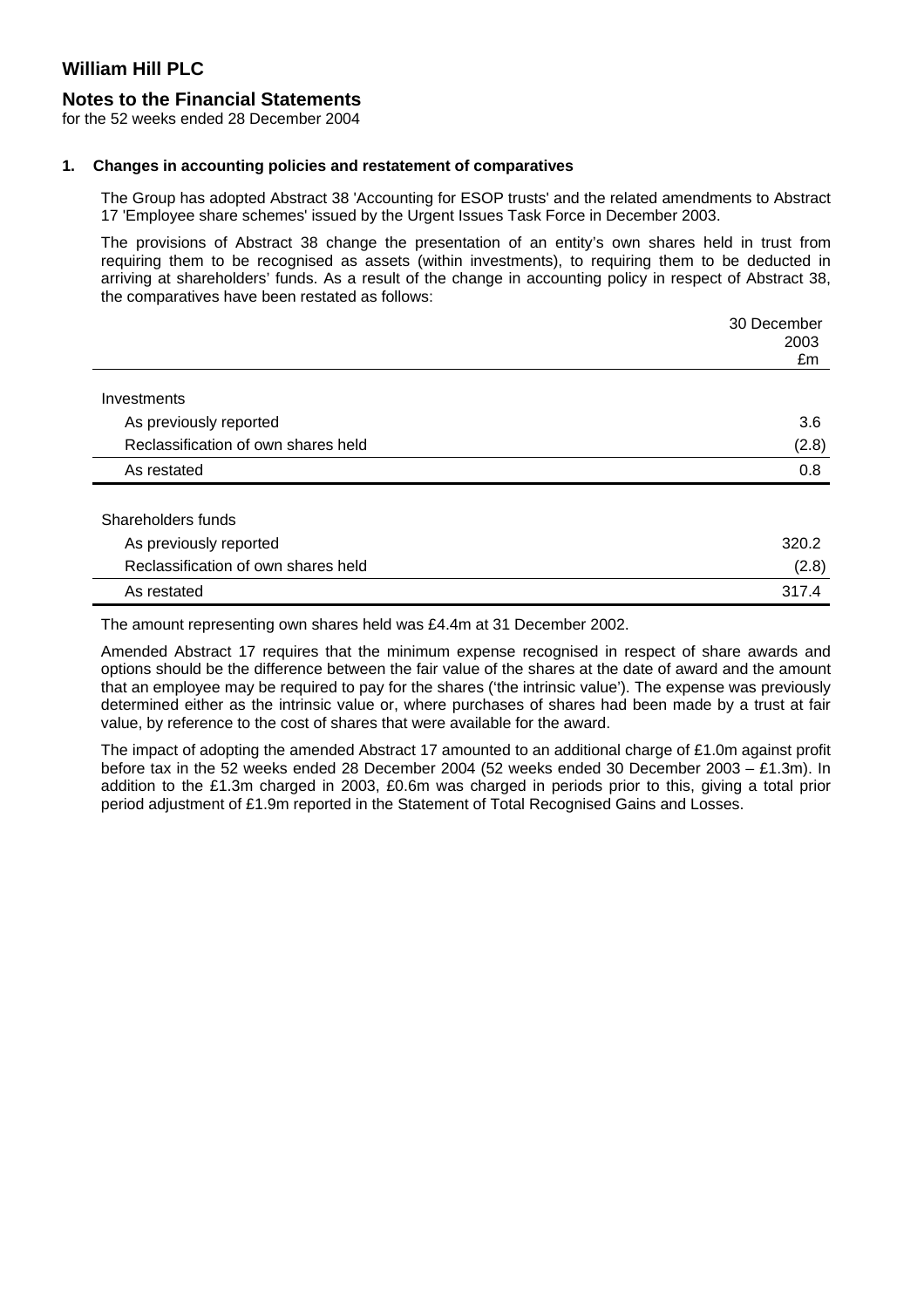# William Hill PLC

## Notes to the Financial Statements

for the 52 weeks ended 28 December 2004

### 1. Changes in accounting policies and restatement of comparatives

The Group has adopted Abstract 38 'Accounting for ESOP trusts' and the related amendments to Abstract 17 'Employee share schemes' issued by the Urgent Issues Task Force in December 2003.

The provisions of Abstract 38 change the presentation of an entity's own shares held in trust from requiring them to be recognised as assets (within investments), to requiring them to be deducted in arriving at shareholders' funds. As a result of the change in accounting policy in respect of Abstract 38, the comparatives have been restated as follows:

| | 30 December 2003 £m |
|---|---|
| **Investments** | |
| As previously reported | 3.6 |
| Reclassification of own shares held | (2.8) |
| As restated | 0.8 |
| **Shareholders funds** | |
| As previously reported | 320.2 |
| Reclassification of own shares held | (2.8) |
| As restated | 317.4 |

The amount representing own shares held was £4.4m at 31 December 2002.

Amended Abstract 17 requires that the minimum expense recognised in respect of share awards and options should be the difference between the fair value of the shares at the date of award and the amount that an employee may be required to pay for the shares ('the intrinsic value'). The expense was previously determined either as the intrinsic value or, where purchases of shares had been made by a trust at fair value, by reference to the cost of shares that were available for the award.

The impact of adopting the amended Abstract 17 amounted to an additional charge of £1.0m against profit before tax in the 52 weeks ended 28 December 2004 (52 weeks ended 30 December 2003 – £1.3m). In addition to the £1.3m charged in 2003, £0.6m was charged in periods prior to this, giving a total prior period adjustment of £1.9m reported in the Statement of Total Recognised Gains and Losses.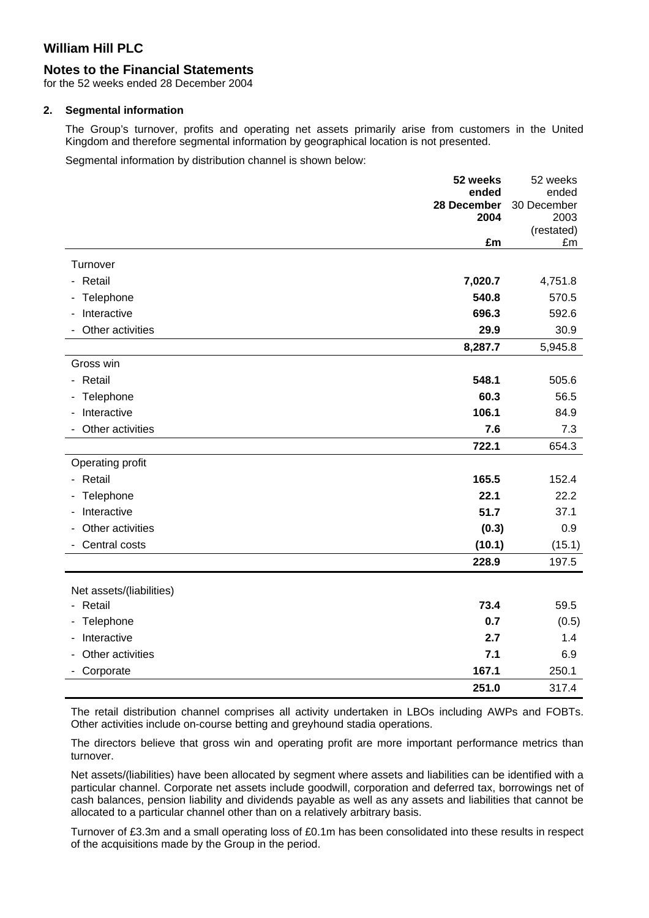# William Hill PLC

## Notes to the Financial Statements

for the 52 weeks ended 28 December 2004

### 2. Segmental information

The Group's turnover, profits and operating net assets primarily arise from customers in the United Kingdom and therefore segmental information by geographical location is not presented.

Segmental information by distribution channel is shown below:

| | **52 weeks ended 28 December 2004 £m** | 52 weeks ended 30 December 2003 (restated) £m |
|---|---|---|
| Turnover | | |
| - Retail | **7,020.7** | 4,751.8 |
| - Telephone | **540.8** | 570.5 |
| - Interactive | **696.3** | 592.6 |
| - Other activities | **29.9** | 30.9 |
| | **8,287.7** | 5,945.8 |
| Gross win | | |
| - Retail | **548.1** | 505.6 |
| - Telephone | **60.3** | 56.5 |
| - Interactive | **106.1** | 84.9 |
| - Other activities | **7.6** | 7.3 |
| | **722.1** | 654.3 |
| Operating profit | | |
| - Retail | **165.5** | 152.4 |
| - Telephone | **22.1** | 22.2 |
| - Interactive | **51.7** | 37.1 |
| - Other activities | **(0.3)** | 0.9 |
| - Central costs | **(10.1)** | (15.1) |
| | **228.9** | 197.5 |
| Net assets/(liabilities) | | |
| - Retail | **73.4** | 59.5 |
| - Telephone | **0.7** | (0.5) |
| - Interactive | **2.7** | 1.4 |
| - Other activities | **7.1** | 6.9 |
| - Corporate | **167.1** | 250.1 |
| | **251.0** | 317.4 |

The retail distribution channel comprises all activity undertaken in LBOs including AWPs and FOBTs. Other activities include on-course betting and greyhound stadia operations.

The directors believe that gross win and operating profit are more important performance metrics than turnover.

Net assets/(liabilities) have been allocated by segment where assets and liabilities can be identified with a particular channel. Corporate net assets include goodwill, corporation and deferred tax, borrowings net of cash balances, pension liability and dividends payable as well as any assets and liabilities that cannot be allocated to a particular channel other than on a relatively arbitrary basis.

Turnover of £3.3m and a small operating loss of £0.1m has been consolidated into these results in respect of the acquisitions made by the Group in the period.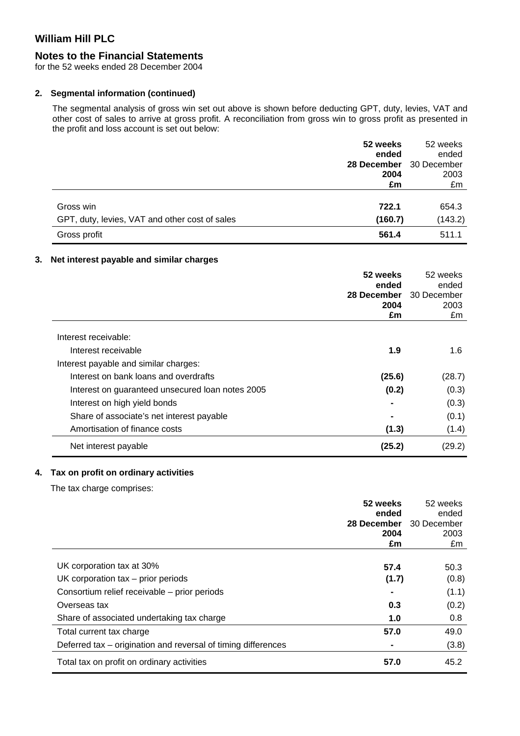# William Hill PLC

## Notes to the Financial Statements

for the 52 weeks ended 28 December 2004

### 2. Segmental information (continued)

The segmental analysis of gross win set out above is shown before deducting GPT, duty, levies, VAT and other cost of sales to arrive at gross profit. A reconciliation from gross win to gross profit as presented in the profit and loss account is set out below:

| | **52 weeks ended 28 December 2004 £m** | 52 weeks ended 30 December 2003 £m |
|---|---|---|
| Gross win | **722.1** | 654.3 |
| GPT, duty, levies, VAT and other cost of sales | **(160.7)** | (143.2) |
| Gross profit | **561.4** | 511.1 |

### 3. Net interest payable and similar charges

| | **52 weeks ended 28 December 2004 £m** | 52 weeks ended 30 December 2003 £m |
|---|---|---|
| Interest receivable: | | |
| Interest receivable | **1.9** | 1.6 |
| Interest payable and similar charges: | | |
| Interest on bank loans and overdrafts | **(25.6)** | (28.7) |
| Interest on guaranteed unsecured loan notes 2005 | **(0.2)** | (0.3) |
| Interest on high yield bonds | **-** | (0.3) |
| Share of associate's net interest payable | **-** | (0.1) |
| Amortisation of finance costs | **(1.3)** | (1.4) |
| Net interest payable | **(25.2)** | (29.2) |

### 4. Tax on profit on ordinary activities

The tax charge comprises:

| | **52 weeks ended 28 December 2004 £m** | 52 weeks ended 30 December 2003 £m |
|---|---|---|
| UK corporation tax at 30% | **57.4** | 50.3 |
| UK corporation tax – prior periods | **(1.7)** | (0.8) |
| Consortium relief receivable – prior periods | **-** | (1.1) |
| Overseas tax | **0.3** | (0.2) |
| Share of associated undertaking tax charge | **1.0** | 0.8 |
| Total current tax charge | **57.0** | 49.0 |
| Deferred tax – origination and reversal of timing differences | **-** | (3.8) |
| Total tax on profit on ordinary activities | **57.0** | 45.2 |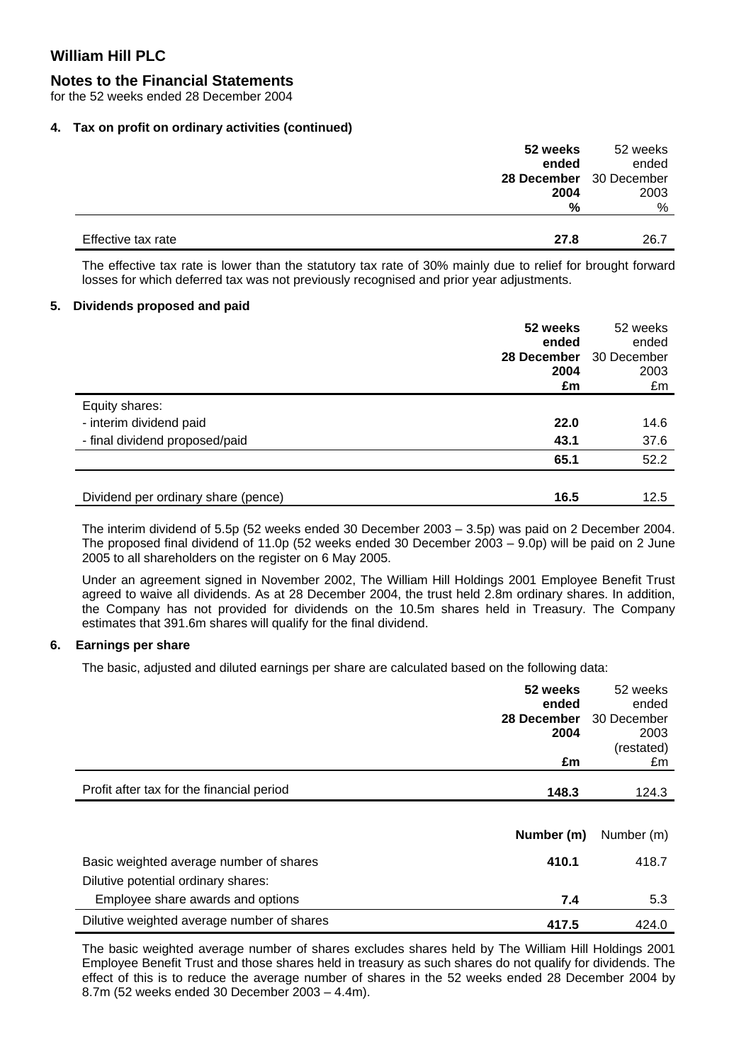# William Hill PLC

## Notes to the Financial Statements

for the 52 weeks ended 28 December 2004

### 4. Tax on profit on ordinary activities (continued)

| | **52 weeks ended 28 December 2004 %** | 52 weeks ended 30 December 2003 % |
|---|---|---|
| Effective tax rate | **27.8** | 26.7 |

The effective tax rate is lower than the statutory tax rate of 30% mainly due to relief for brought forward losses for which deferred tax was not previously recognised and prior year adjustments.

### 5. Dividends proposed and paid

| | **52 weeks ended 28 December 2004 £m** | 52 weeks ended 30 December 2003 £m |
|---|---|---|
| Equity shares: | | |
| - interim dividend paid | **22.0** | 14.6 |
| - final dividend proposed/paid | **43.1** | 37.6 |
| | **65.1** | 52.2 |
| Dividend per ordinary share (pence) | **16.5** | 12.5 |

The interim dividend of 5.5p (52 weeks ended 30 December 2003 – 3.5p) was paid on 2 December 2004. The proposed final dividend of 11.0p (52 weeks ended 30 December 2003 – 9.0p) will be paid on 2 June 2005 to all shareholders on the register on 6 May 2005.

Under an agreement signed in November 2002, The William Hill Holdings 2001 Employee Benefit Trust agreed to waive all dividends. As at 28 December 2004, the trust held 2.8m ordinary shares. In addition, the Company has not provided for dividends on the 10.5m shares held in Treasury. The Company estimates that 391.6m shares will qualify for the final dividend.

### 6. Earnings per share

The basic, adjusted and diluted earnings per share are calculated based on the following data:

| | **52 weeks ended 28 December 2004 £m** | 52 weeks ended 30 December 2003 (restated) £m |
|---|---|---|
| Profit after tax for the financial period | **148.3** | 124.3 |

| | **Number (m)** | Number (m) |
|---|---|---|
| Basic weighted average number of shares | **410.1** | 418.7 |
| Dilutive potential ordinary shares: | | |
| Employee share awards and options | **7.4** | 5.3 |
| Dilutive weighted average number of shares | **417.5** | 424.0 |

The basic weighted average number of shares excludes shares held by The William Hill Holdings 2001 Employee Benefit Trust and those shares held in treasury as such shares do not qualify for dividends. The effect of this is to reduce the average number of shares in the 52 weeks ended 28 December 2004 by 8.7m (52 weeks ended 30 December 2003 – 4.4m).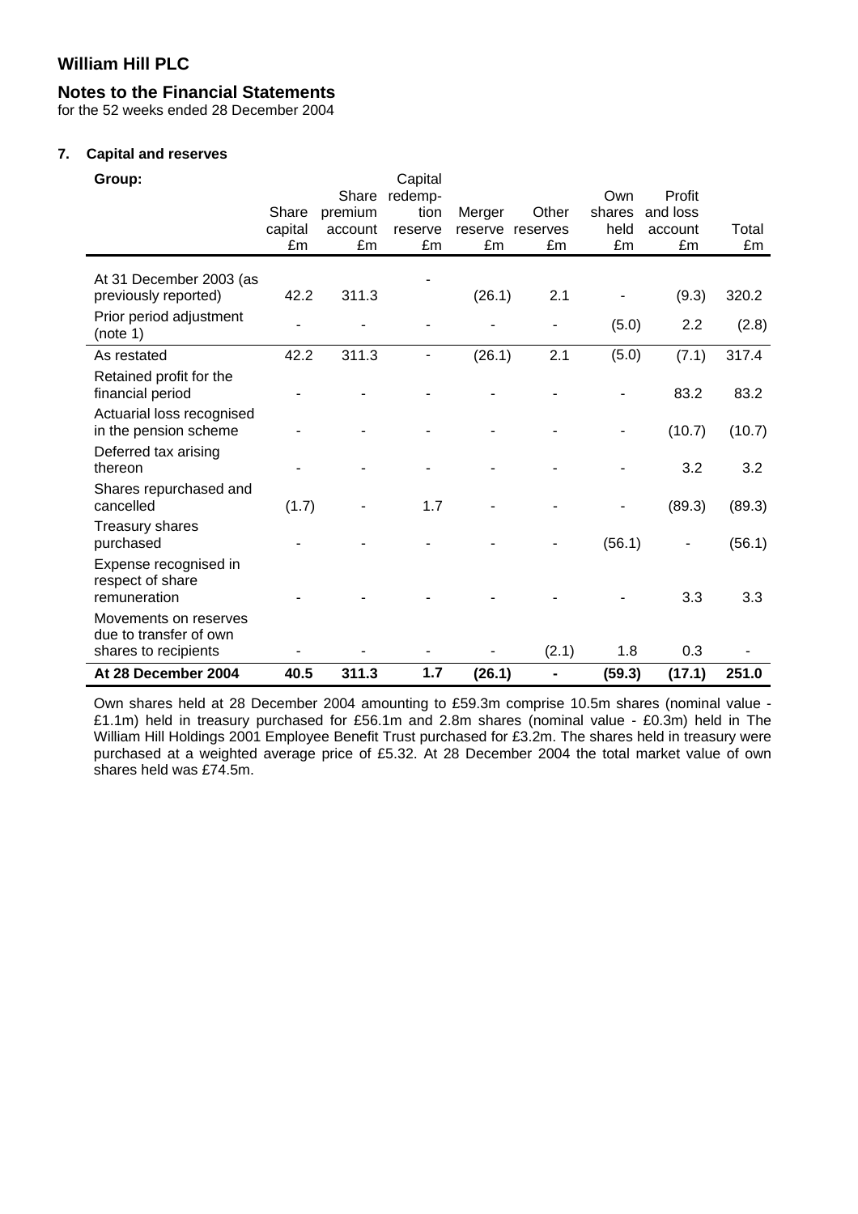## William Hill PLC

### Notes to the Financial Statements

for the 52 weeks ended 28 December 2004

**7. Capital and reserves**

| **Group:** | Share capital £m | Share premium account £m | Capital redemption reserve £m | Merger reserve £m | Other reserves £m | Own shares held £m | Profit and loss account £m | Total £m |
|---|---|---|---|---|---|---|---|---|
| At 31 December 2003 (as previously reported) | 42.2 | 311.3 | - | (26.1) | 2.1 | - | (9.3) | 320.2 |
| Prior period adjustment (note 1) | - | - | - | - | - | (5.0) | 2.2 | (2.8) |
| As restated | 42.2 | 311.3 | - | (26.1) | 2.1 | (5.0) | (7.1) | 317.4 |
| Retained profit for the financial period | - | - | - | - | - | - | 83.2 | 83.2 |
| Actuarial loss recognised in the pension scheme | - | - | - | - | - | - | (10.7) | (10.7) |
| Deferred tax arising thereon | - | - | - | - | - | - | 3.2 | 3.2 |
| Shares repurchased and cancelled | (1.7) | - | 1.7 | - | - | - | (89.3) | (89.3) |
| Treasury shares purchased | - | - | - | - | - | (56.1) | - | (56.1) |
| Expense recognised in respect of share remuneration | - | - | - | - | - | - | 3.3 | 3.3 |
| Movements on reserves due to transfer of own shares to recipients | - | - | - | - | (2.1) | 1.8 | 0.3 | - |
| **At 28 December 2004** | **40.5** | **311.3** | **1.7** | **(26.1)** | **-** | **(59.3)** | **(17.1)** | **251.0** |

Own shares held at 28 December 2004 amounting to £59.3m comprise 10.5m shares (nominal value - £1.1m) held in treasury purchased for £56.1m and 2.8m shares (nominal value - £0.3m) held in The William Hill Holdings 2001 Employee Benefit Trust purchased for £3.2m. The shares held in treasury were purchased at a weighted average price of £5.32. At 28 December 2004 the total market value of own shares held was £74.5m.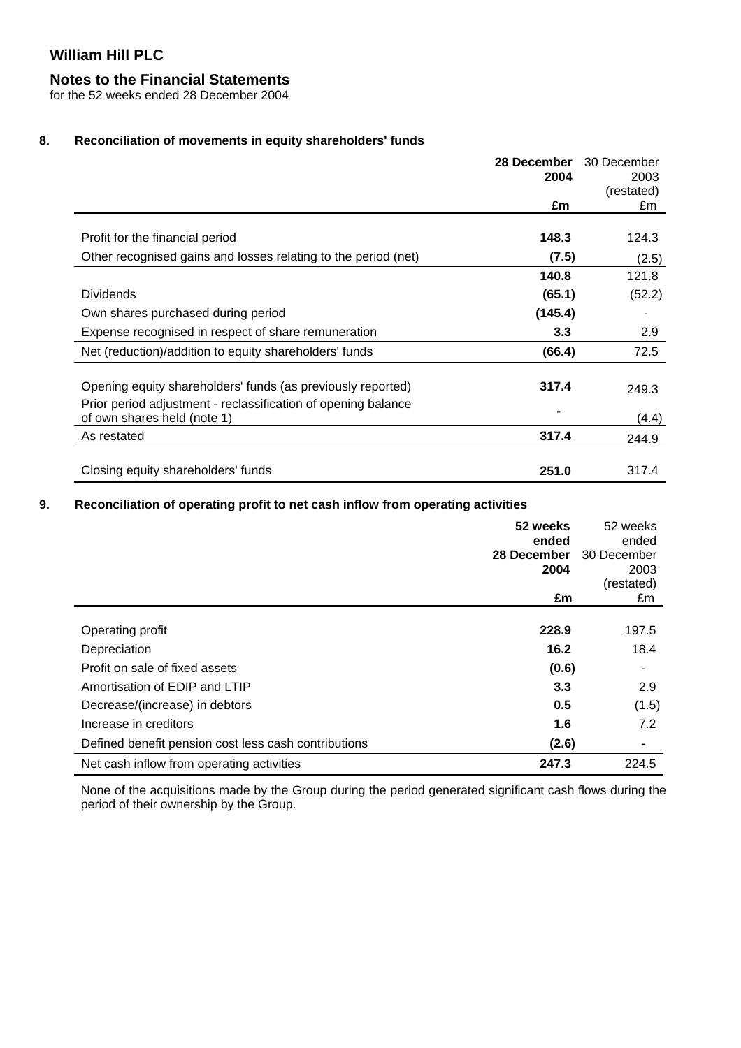# William Hill PLC

## Notes to the Financial Statements

for the 52 weeks ended 28 December 2004

### 8. Reconciliation of movements in equity shareholders' funds

| | **28 December 2004 £m** | 30 December 2003 (restated) £m |
|---|---|---|
| Profit for the financial period | **148.3** | 124.3 |
| Other recognised gains and losses relating to the period (net) | **(7.5)** | (2.5) |
| | **140.8** | 121.8 |
| Dividends | **(65.1)** | (52.2) |
| Own shares purchased during period | **(145.4)** | - |
| Expense recognised in respect of share remuneration | **3.3** | 2.9 |
| Net (reduction)/addition to equity shareholders' funds | **(66.4)** | 72.5 |
| Opening equity shareholders' funds (as previously reported) | **317.4** | 249.3 |
| Prior period adjustment - reclassification of opening balance of own shares held (note 1) | **-** | (4.4) |
| As restated | **317.4** | 244.9 |
| Closing equity shareholders' funds | **251.0** | 317.4 |

### 9. Reconciliation of operating profit to net cash inflow from operating activities

| | **52 weeks ended 28 December 2004 £m** | 52 weeks ended 30 December 2003 (restated) £m |
|---|---|---|
| Operating profit | **228.9** | 197.5 |
| Depreciation | **16.2** | 18.4 |
| Profit on sale of fixed assets | **(0.6)** | - |
| Amortisation of EDIP and LTIP | **3.3** | 2.9 |
| Decrease/(increase) in debtors | **0.5** | (1.5) |
| Increase in creditors | **1.6** | 7.2 |
| Defined benefit pension cost less cash contributions | **(2.6)** | - |
| Net cash inflow from operating activities | **247.3** | 224.5 |

None of the acquisitions made by the Group during the period generated significant cash flows during the period of their ownership by the Group.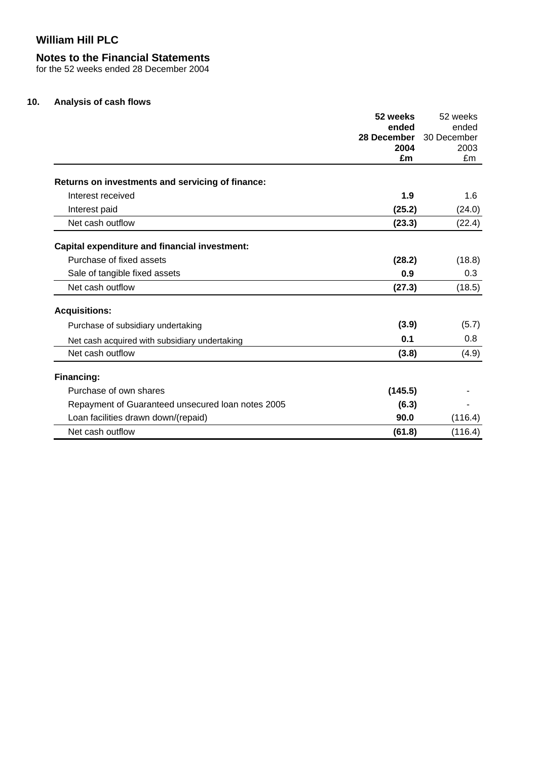# William Hill PLC

## Notes to the Financial Statements

for the 52 weeks ended 28 December 2004

### 10. Analysis of cash flows

| | **52 weeks ended 28 December 2004 £m** | 52 weeks ended 30 December 2003 £m |
|---|---|---|
| **Returns on investments and servicing of finance:** | | |
| Interest received | **1.9** | 1.6 |
| Interest paid | **(25.2)** | (24.0) |
| Net cash outflow | **(23.3)** | (22.4) |
| **Capital expenditure and financial investment:** | | |
| Purchase of fixed assets | **(28.2)** | (18.8) |
| Sale of tangible fixed assets | **0.9** | 0.3 |
| Net cash outflow | **(27.3)** | (18.5) |
| **Acquisitions:** | | |
| Purchase of subsidiary undertaking | **(3.9)** | (5.7) |
| Net cash acquired with subsidiary undertaking | **0.1** | 0.8 |
| Net cash outflow | **(3.8)** | (4.9) |
| **Financing:** | | |
| Purchase of own shares | **(145.5)** | - |
| Repayment of Guaranteed unsecured loan notes 2005 | **(6.3)** | - |
| Loan facilities drawn down/(repaid) | **90.0** | (116.4) |
| Net cash outflow | **(61.8)** | (116.4) |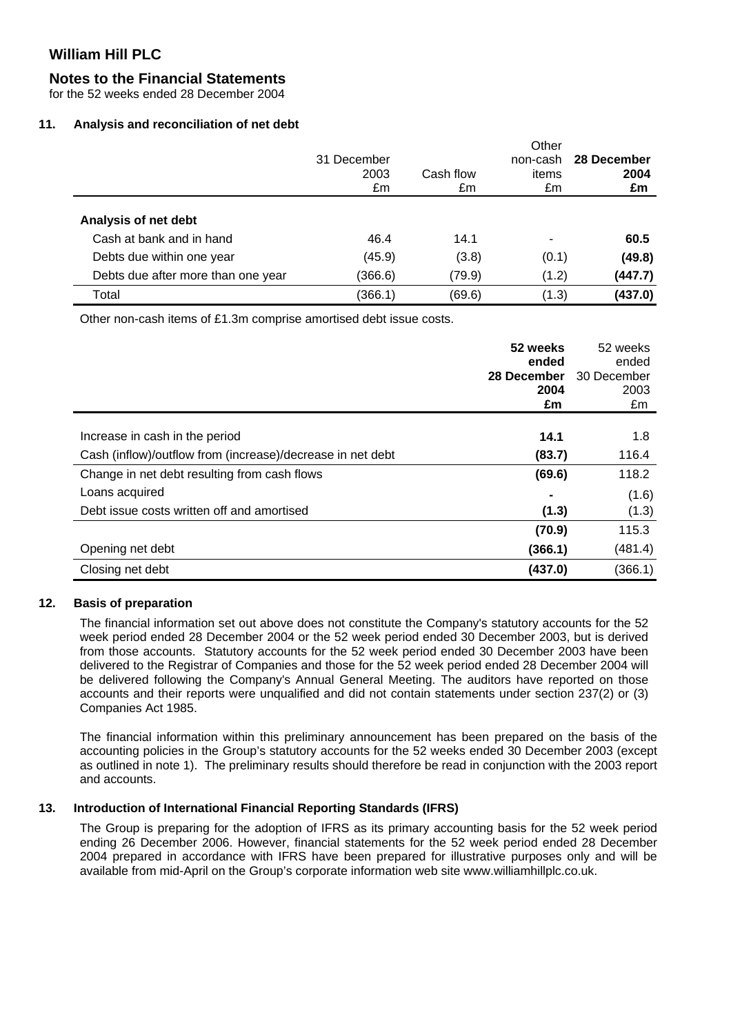# William Hill PLC

## Notes to the Financial Statements

for the 52 weeks ended 28 December 2004

### 11. Analysis and reconciliation of net debt

| | 31 December 2003 £m | Cash flow £m | Other non-cash items £m | **28 December 2004 £m** |
|---|---|---|---|---|
| **Analysis of net debt** | | | | |
| Cash at bank and in hand | 46.4 | 14.1 | - | **60.5** |
| Debts due within one year | (45.9) | (3.8) | (0.1) | **(49.8)** |
| Debts due after more than one year | (366.6) | (79.9) | (1.2) | **(447.7)** |
| Total | (366.1) | (69.6) | (1.3) | **(437.0)** |

Other non-cash items of £1.3m comprise amortised debt issue costs.

| | **52 weeks ended 28 December 2004 £m** | 52 weeks ended 30 December 2003 £m |
|---|---|---|
| Increase in cash in the period | **14.1** | 1.8 |
| Cash (inflow)/outflow from (increase)/decrease in net debt | **(83.7)** | 116.4 |
| Change in net debt resulting from cash flows | **(69.6)** | 118.2 |
| Loans acquired | **-** | (1.6) |
| Debt issue costs written off and amortised | **(1.3)** | (1.3) |
| | **(70.9)** | 115.3 |
| Opening net debt | **(366.1)** | (481.4) |
| Closing net debt | **(437.0)** | (366.1) |

### 12. Basis of preparation

The financial information set out above does not constitute the Company's statutory accounts for the 52 week period ended 28 December 2004 or the 52 week period ended 30 December 2003, but is derived from those accounts. Statutory accounts for the 52 week period ended 30 December 2003 have been delivered to the Registrar of Companies and those for the 52 week period ended 28 December 2004 will be delivered following the Company's Annual General Meeting. The auditors have reported on those accounts and their reports were unqualified and did not contain statements under section 237(2) or (3) Companies Act 1985.

The financial information within this preliminary announcement has been prepared on the basis of the accounting policies in the Group's statutory accounts for the 52 weeks ended 30 December 2003 (except as outlined in note 1). The preliminary results should therefore be read in conjunction with the 2003 report and accounts.

### 13. Introduction of International Financial Reporting Standards (IFRS)

The Group is preparing for the adoption of IFRS as its primary accounting basis for the 52 week period ending 26 December 2006. However, financial statements for the 52 week period ended 28 December 2004 prepared in accordance with IFRS have been prepared for illustrative purposes only and will be available from mid-April on the Group's corporate information web site www.williamhillplc.co.uk.